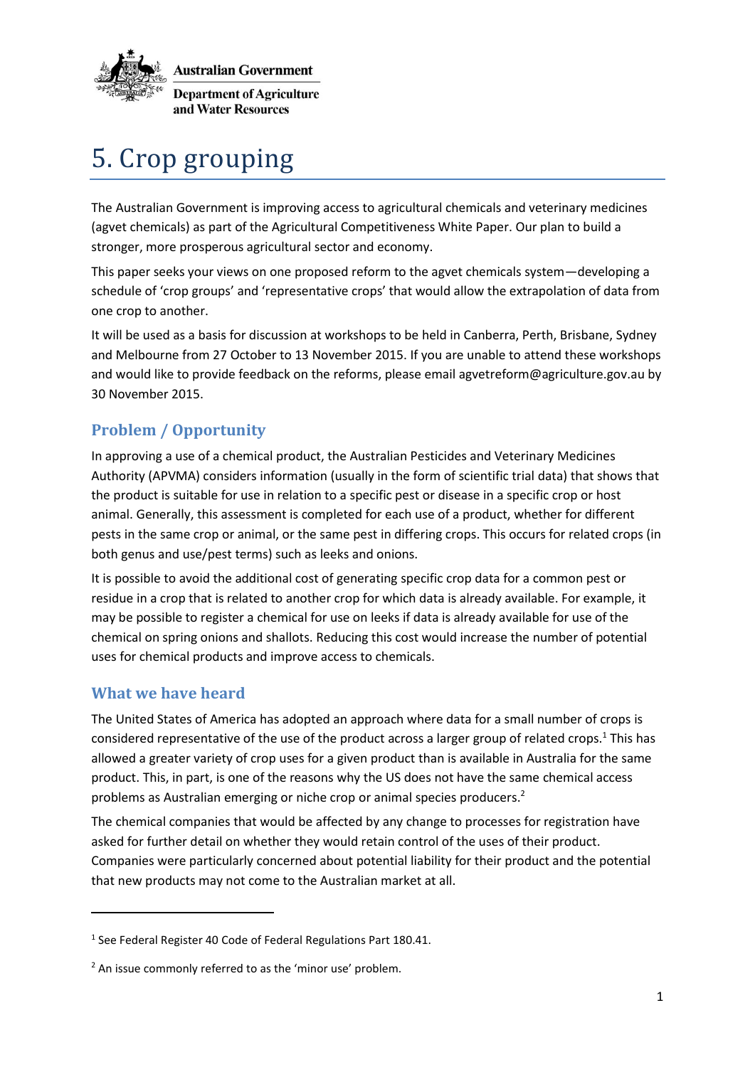Australian Government

Department of Agriculture and Water Resources

# 5. Crop grouping

The Australian Government is improving access to agricultural chemicals and veterinary medicines (agvet chemicals) as part of the Agricultural Competitiveness White Paper. Our plan to build a stronger, more prosperous agricultural sector and economy.

This paper seeks your views on one proposed reform to the agvet chemicals system—developing a schedule of 'crop groups' and 'representative crops' that would allow the extrapolation of data from one crop to another.

It will be used as a basis for discussion at workshops to be held in Canberra, Perth, Brisbane, Sydney and Melbourne from 27 October to 13 November 2015. If you are unable to attend these workshops and would like to provide feedback on the reforms, please email agvetreform@agriculture.gov.au by 30 November 2015.

## Problem / Opportunity

In approving a use of a chemical product, the Australian Pesticides and Veterinary Medicines Authority (APVMA) considers information (usually in the form of scientific trial data) that shows that the product is suitable for use in relation to a specific pest or disease in a specific crop or host animal. Generally, this assessment is completed for each use of a product, whether for different pests in the same crop or animal, or the same pest in differing crops. This occurs for related crops (in both genus and use/pest terms) such as leeks and onions.

It is possible to avoid the additional cost of generating specific crop data for a common pest or residue in a crop that is related to another crop for which data is already available. For example, it may be possible to register a chemical for use on leeks if data is already available for use of the chemical on spring onions and shallots. Reducing this cost would increase the number of potential uses for chemical products and improve access to chemicals.

## What we have heard

The United States of America has adopted an approach where data for a small number of crops is considered representative of the use of the product across a larger group of related crops.[1] This has allowed a greater variety of crop uses for a given product than is available in Australia for the same product. This, in part, is one of the reasons why the US does not have the same chemical access problems as Australian emerging or niche crop or animal species producers.[2]

The chemical companies that would be affected by any change to processes for registration have asked for further detail on whether they would retain control of the uses of their product. Companies were particularly concerned about potential liability for their product and the potential that new products may not come to the Australian market at all.

---

[1] See Federal Register 40 Code of Federal Regulations Part 180.41.

[2] An issue commonly referred to as the 'minor use' problem.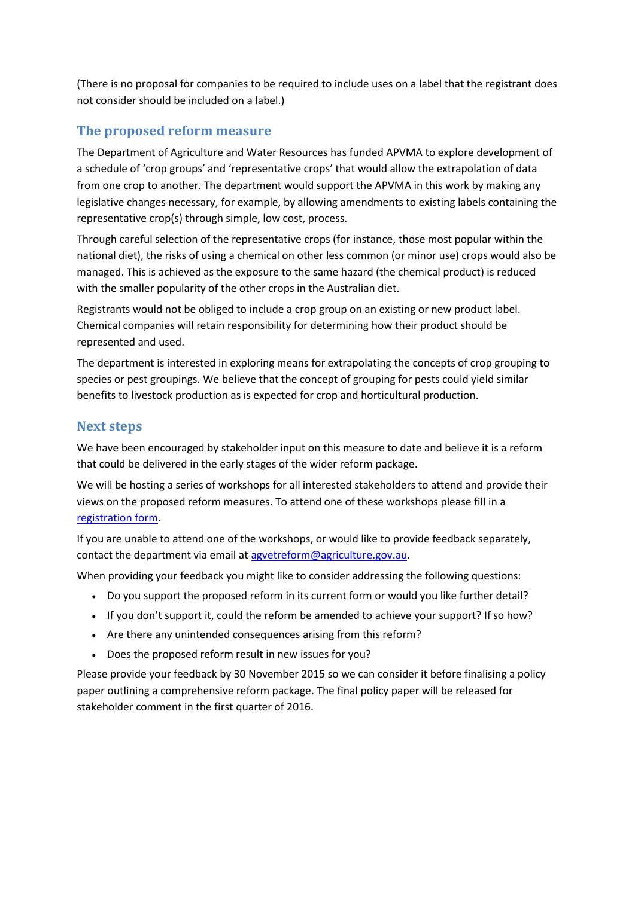(There is no proposal for companies to be required to include uses on a label that the registrant does not consider should be included on a label.)

## The proposed reform measure

The Department of Agriculture and Water Resources has funded APVMA to explore development of a schedule of 'crop groups' and 'representative crops' that would allow the extrapolation of data from one crop to another. The department would support the APVMA in this work by making any legislative changes necessary, for example, by allowing amendments to existing labels containing the representative crop(s) through simple, low cost, process.

Through careful selection of the representative crops (for instance, those most popular within the national diet), the risks of using a chemical on other less common (or minor use) crops would also be managed. This is achieved as the exposure to the same hazard (the chemical product) is reduced with the smaller popularity of the other crops in the Australian diet.

Registrants would not be obliged to include a crop group on an existing or new product label. Chemical companies will retain responsibility for determining how their product should be represented and used.

The department is interested in exploring means for extrapolating the concepts of crop grouping to species or pest groupings. We believe that the concept of grouping for pests could yield similar benefits to livestock production as is expected for crop and horticultural production.

## Next steps

We have been encouraged by stakeholder input on this measure to date and believe it is a reform that could be delivered in the early stages of the wider reform package.

We will be hosting a series of workshops for all interested stakeholders to attend and provide their views on the proposed reform measures. To attend one of these workshops please fill in a registration form.

If you are unable to attend one of the workshops, or would like to provide feedback separately, contact the department via email at agvetreform@agriculture.gov.au.

When providing your feedback you might like to consider addressing the following questions:

- Do you support the proposed reform in its current form or would you like further detail?
- If you don't support it, could the reform be amended to achieve your support? If so how?
- Are there any unintended consequences arising from this reform?
- Does the proposed reform result in new issues for you?

Please provide your feedback by 30 November 2015 so we can consider it before finalising a policy paper outlining a comprehensive reform package. The final policy paper will be released for stakeholder comment in the first quarter of 2016.